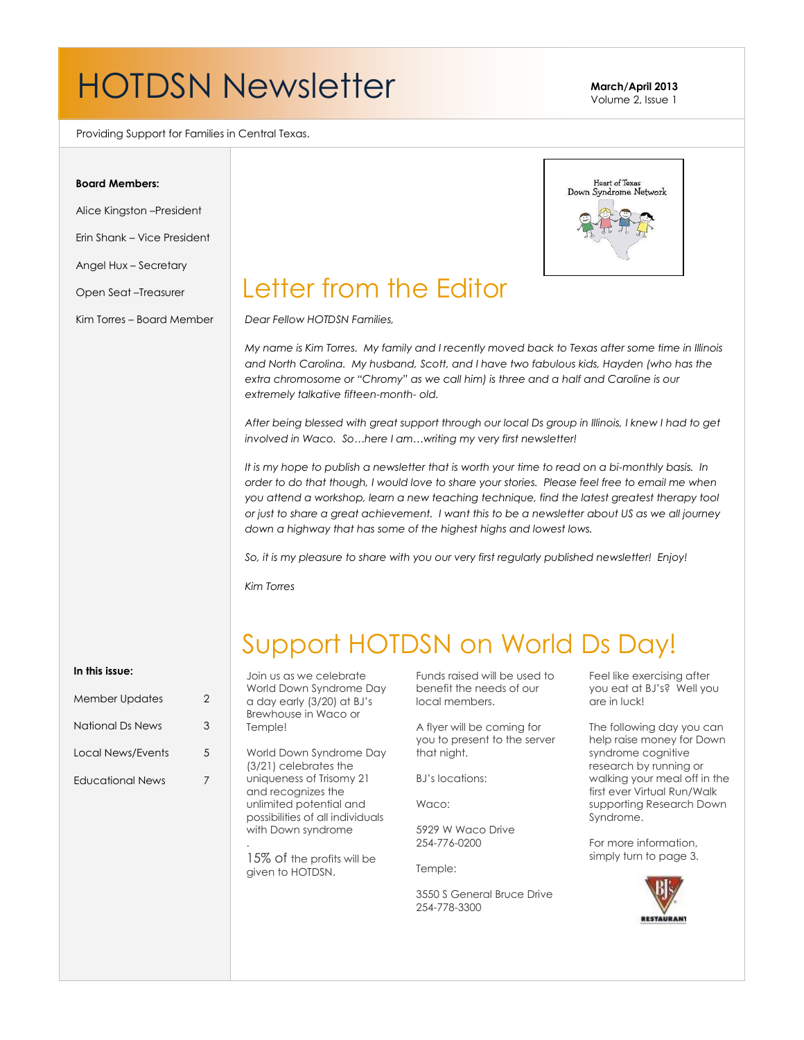# HOTDSN Newsletter

**March/April 2013**
Volume 2, Issue 1

Providing Support for Families in Central Texas.

**Board Members:**

Alice Kingston –President

Erin Shank – Vice President

Angel Hux – Secretary

Open Seat –Treasurer

Kim Torres – Board Member

**In this issue:**

| | |
|---|---|
| Member Updates | 2 |
| National Ds News | 3 |
| Local News/Events | 5 |
| Educational News | 7 |

## Letter from the Editor

*Dear Fellow HOTDSN Families,*

*My name is Kim Torres. My family and I recently moved back to Texas after some time in Illinois and North Carolina. My husband, Scott, and I have two fabulous kids, Hayden (who has the extra chromosome or "Chromy" as we call him) is three and a half and Caroline is our extremely talkative fifteen-month- old.*

*After being blessed with great support through our local Ds group in Illinois, I knew I had to get involved in Waco. So…here I am…writing my very first newsletter!*

*It is my hope to publish a newsletter that is worth your time to read on a bi-monthly basis. In order to do that though, I would love to share your stories. Please feel free to email me when you attend a workshop, learn a new teaching technique, find the latest greatest therapy tool or just to share a great achievement. I want this to be a newsletter about US as we all journey down a highway that has some of the highest highs and lowest lows.*

*So, it is my pleasure to share with you our very first regularly published newsletter! Enjoy!*

*Kim Torres*

## Support HOTDSN on World Ds Day!

Join us as we celebrate World Down Syndrome Day a day early (3/20) at BJ's Brewhouse in Waco or Temple!

World Down Syndrome Day (3/21) celebrates the uniqueness of Trisomy 21 and recognizes the unlimited potential and possibilities of all individuals with Down syndrome

.

15% of the profits will be given to HOTDSN.

Funds raised will be used to benefit the needs of our local members.

A flyer will be coming for you to present to the server that night.

BJ's locations:

Waco:

5929 W Waco Drive
254-776-0200

Temple:

3550 S General Bruce Drive
254-778-3300

Feel like exercising after you eat at BJ's? Well you are in luck!

The following day you can help raise money for Down syndrome cognitive research by running or walking your meal off in the first ever Virtual Run/Walk supporting Research Down Syndrome.

For more information, simply turn to page 3.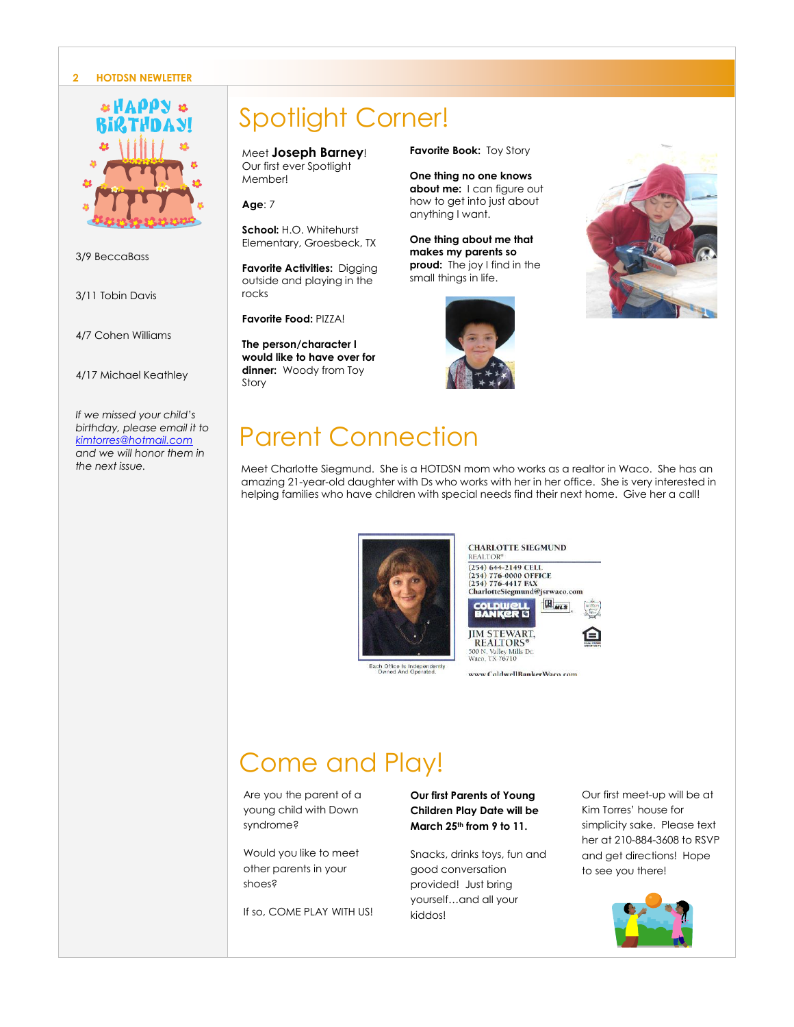## Happy Birthday!

3/9 BeccaBass

3/11 Tobin Davis

4/7 Cohen Williams

4/17 Michael Keathley

*If we missed your child's birthday, please email it to [kimtorres@hotmail.com](mailto:kimtorres@hotmail.com) and we will honor them in the next issue.*

# Spotlight Corner!

Meet **Joseph Barney**! Our first ever Spotlight Member!

**Age**: 7

**School:** H.O. Whitehurst Elementary, Groesbeck, TX

**Favorite Activities:** Digging outside and playing in the rocks

**Favorite Food:** PIZZA!

**The person/character I would like to have over for dinner:** Woody from Toy Story

**Favorite Book:** Toy Story

**One thing no one knows about me:** I can figure out how to get into just about anything I want.

**One thing about me that makes my parents so proud:** The joy I find in the small things in life.

# Parent Connection

Meet Charlotte Siegmund. She is a HOTDSN mom who works as a realtor in Waco. She has an amazing 21-year-old daughter with Ds who works with her in her office. She is very interested in helping families who have children with special needs find their next home. Give her a call!

CHARLOTTE SIEGMUND
REALTOR®
(254) 644-2149 CELL
(254) 776-0000 OFFICE
(254) 776-4417 FAX
CharlotteSiegmund@jsrwaco.com

COLDWELL BANKER
JIM STEWART, REALTORS®
500 N. Valley Mills Dr.
Waco, TX 76710
www.ColdwellBankerWaco.com

Each Office Is Independently Owned And Operated.

# Come and Play!

Are you the parent of a young child with Down syndrome?

Would you like to meet other parents in your shoes?

If so, COME PLAY WITH US!

**Our first Parents of Young Children Play Date will be March 25th from 9 to 11.**

Snacks, drinks toys, fun and good conversation provided! Just bring yourself…and all your kiddos!

Our first meet-up will be at Kim Torres' house for simplicity sake. Please text her at 210-884-3608 to RSVP and get directions! Hope to see you there!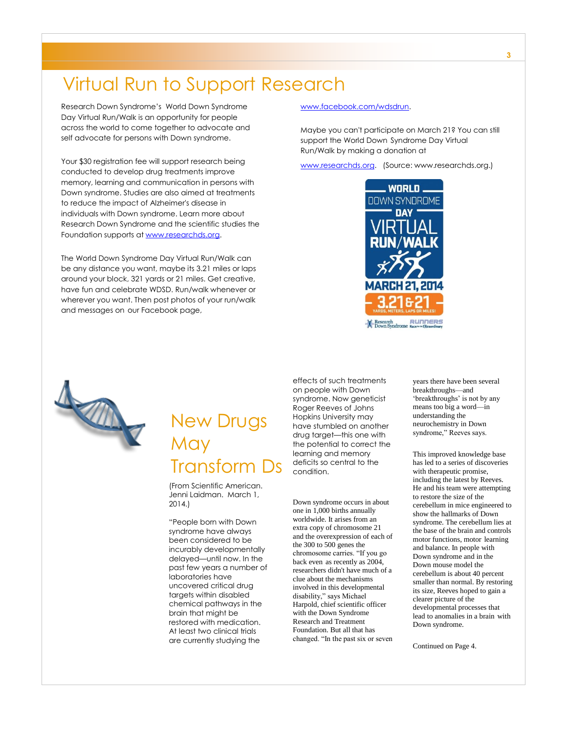# Virtual Run to Support Research

Research Down Syndrome's World Down Syndrome Day Virtual Run/Walk is an opportunity for people across the world to come together to advocate and self advocate for persons with Down syndrome.

Your $30 registration fee will support research being conducted to develop drug treatments improve memory, learning and communication in persons with Down syndrome. Studies are also aimed at treatments to reduce the impact of Alzheimer's disease in individuals with Down syndrome. Learn more about Research Down Syndrome and the scientific studies the Foundation supports at www.researchds.org.

The World Down Syndrome Day Virtual Run/Walk can be any distance you want, maybe its 3.21 miles or laps around your block, 321 yards or 21 miles. Get creative, have fun and celebrate WDSD. Run/walk whenever or wherever you want. Then post photos of your run/walk and messages on our Facebook page, www.facebook.com/wdsdrun.

Maybe you can't participate on March 21? You can still support the World Down Syndrome Day Virtual Run/Walk by making a donation at www.researchds.org. (Source: www.researchds.org.)

# New Drugs May Transform Ds

(From Scientific American. Jenni Laidman. March 1, 2014.)

"People born with Down syndrome have always been considered to be incurably developmentally delayed—until now. In the past few years a number of laboratories have uncovered critical drug targets within disabled chemical pathways in the brain that might be restored with medication. At least two clinical trials are currently studying the effects of such treatments on people with Down syndrome. Now geneticist Roger Reeves of Johns Hopkins University may have stumbled on another drug target—this one with the potential to correct the learning and memory deficits so central to the condition.

Down syndrome occurs in about one in 1,000 births annually worldwide. It arises from an extra copy of chromosome 21 and the overexpression of each of the 300 to 500 genes the chromosome carries. "If you go back even as recently as 2004, researchers didn't have much of a clue about the mechanisms involved in this developmental disability," says Michael Harpold, chief scientific officer with the Down Syndrome Research and Treatment Foundation. But all that has changed. "In the past six or seven years there have been several breakthroughs—and 'breakthroughs' is not by any means too big a word—in understanding the neurochemistry in Down syndrome," Reeves says.

This improved knowledge base has led to a series of discoveries with therapeutic promise, including the latest by Reeves. He and his team were attempting to restore the size of the cerebellum in mice engineered to show the hallmarks of Down syndrome. The cerebellum lies at the base of the brain and controls motor functions, motor learning and balance. In people with Down syndrome and in the Down mouse model the cerebellum is about 40 percent smaller than normal. By restoring its size, Reeves hoped to gain a clearer picture of the developmental processes that lead to anomalies in a brain with Down syndrome.

Continued on Page 4.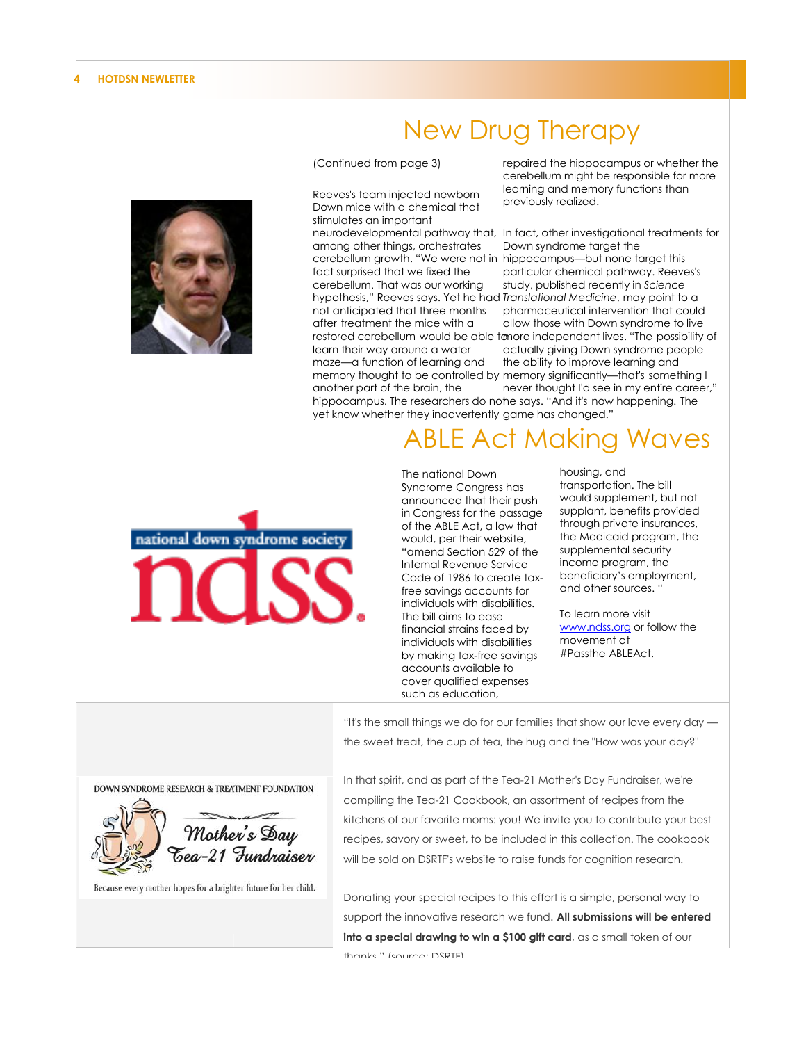# New Drug Therapy

(Continued from page 3)

Reeves's team injected newborn Down mice with a chemical that stimulates an important neurodevelopmental pathway that, among other things, orchestrates cerebellum growth. "We were not in fact surprised that we fixed the cerebellum. That was our working hypothesis," Reeves says. Yet he had not anticipated that three months after treatment the mice with a restored cerebellum would be able to learn their way around a water maze—a function of learning and memory thought to be controlled by another part of the brain, the hippocampus. The researchers do not yet know whether they inadvertently repaired the hippocampus or whether the cerebellum might be responsible for more learning and memory functions than previously realized.

In fact, other investigational treatments for Down syndrome target the hippocampus—but none target this particular chemical pathway. Reeves's study, published recently in *Science Translational Medicine*, may point to a pharmaceutical intervention that could allow those with Down syndrome to live more independent lives. "The possibility of actually giving Down syndrome people the ability to improve learning and memory significantly—that's something I never thought I'd see in my entire career," he says. "And it's now happening. The game has changed."

# ABLE Act Making Waves

The national Down Syndrome Congress has announced that their push in Congress for the passage of the ABLE Act, a law that would, per their website, "amend Section 529 of the Internal Revenue Service Code of 1986 to create tax-free savings accounts for individuals with disabilities. The bill aims to ease financial strains faced by individuals with disabilities by making tax-free savings accounts available to cover qualified expenses such as education, housing, and transportation. The bill would supplement, but not supplant, benefits provided through private insurances, the Medicaid program, the supplemental security income program, the beneficiary's employment, and other sources. "

To learn more visit www.ndss.org or follow the movement at #PasstheABLEAct.

"It's the small things we do for our families that show our love every day — the sweet treat, the cup of tea, the hug and the "How was your day?"

In that spirit, and as part of the Tea-21 Mother's Day Fundraiser, we're compiling the Tea-21 Cookbook, an assortment of recipes from the kitchens of our favorite moms: you! We invite you to contribute your best recipes, savory or sweet, to be included in this collection. The cookbook will be sold on DSRTF's website to raise funds for cognition research.

Donating your special recipes to this effort is a simple, personal way to support the innovative research we fund. **All submissions will be entered into a special drawing to win a $100 gift card**, as a small token of our thanks." (source: DSRTF)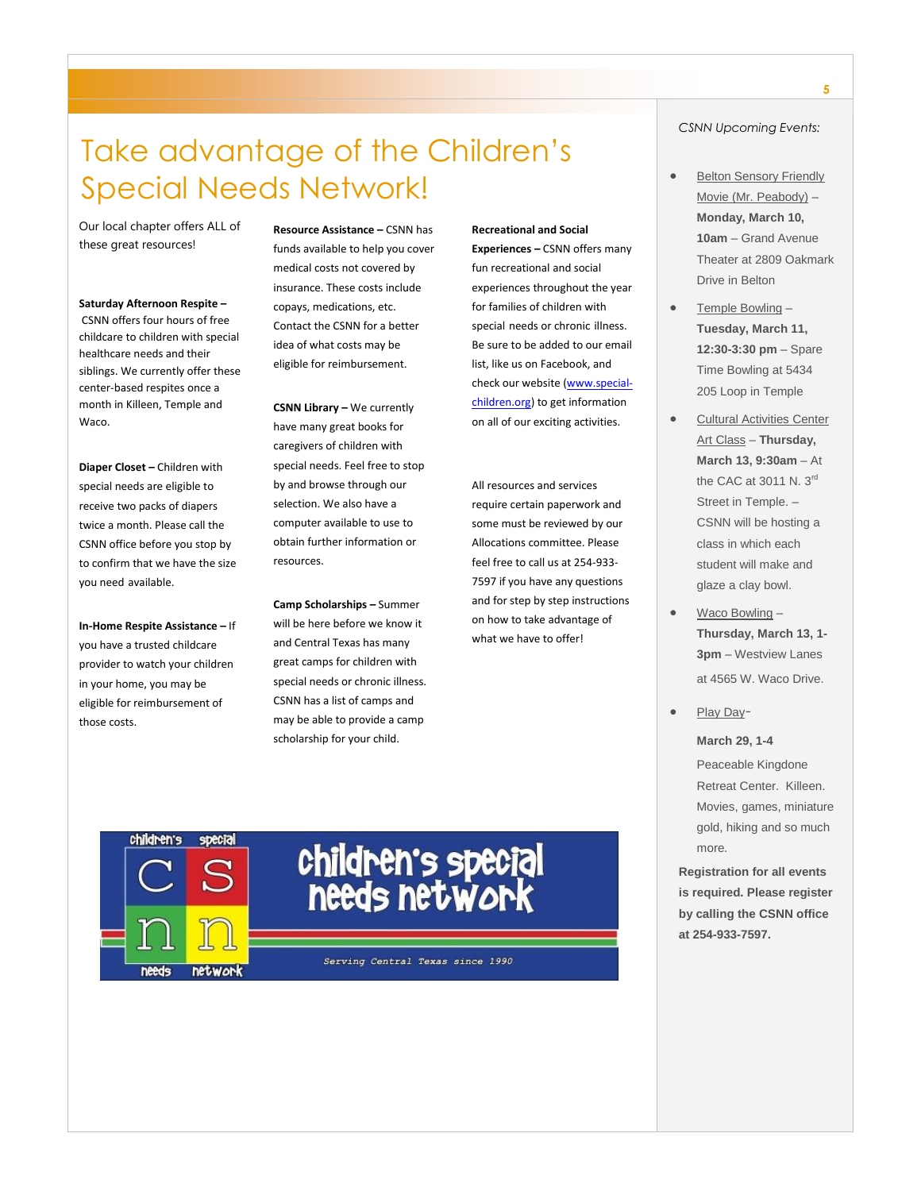# Take advantage of the Children's Special Needs Network!

Our local chapter offers ALL of these great resources!

**Saturday Afternoon Respite –** CSNN offers four hours of free childcare to children with special healthcare needs and their siblings. We currently offer these center-based respites once a month in Killeen, Temple and Waco.

**Diaper Closet –** Children with special needs are eligible to receive two packs of diapers twice a month. Please call the CSNN office before you stop by to confirm that we have the size you need available.

**In-Home Respite Assistance –** If you have a trusted childcare provider to watch your children in your home, you may be eligible for reimbursement of those costs.

**Resource Assistance –** CSNN has funds available to help you cover medical costs not covered by insurance. These costs include copays, medications, etc. Contact the CSNN for a better idea of what costs may be eligible for reimbursement.

**CSNN Library –** We currently have many great books for caregivers of children with special needs. Feel free to stop by and browse through our selection. We also have a computer available to use to obtain further information or resources.

**Camp Scholarships –** Summer will be here before we know it and Central Texas has many great camps for children with special needs or chronic illness. CSNN has a list of camps and may be able to provide a camp scholarship for your child.

**Recreational and Social Experiences –** CSNN offers many fun recreational and social experiences throughout the year for families of children with special needs or chronic illness. Be sure to be added to our email list, like us on Facebook, and check our website (www.special-children.org) to get information on all of our exciting activities.

All resources and services require certain paperwork and some must be reviewed by our Allocations committee. Please feel free to call us at 254-933-7597 if you have any questions and for step by step instructions on how to take advantage of what we have to offer!

children's special needs network — Serving Central Texas since 1990

*CSNN Upcoming Events:*

- Belton Sensory Friendly Movie (Mr. Peabody) – **Monday, March 10, 10am** – Grand Avenue Theater at 2809 Oakmark Drive in Belton
- Temple Bowling – **Tuesday, March 11, 12:30-3:30 pm** – Spare Time Bowling at 5434 205 Loop in Temple
- Cultural Activities Center Art Class – **Thursday, March 13, 9:30am** – At the CAC at 3011 N. 3rd Street in Temple. – CSNN will be hosting a class in which each student will make and glaze a clay bowl.
- Waco Bowling – **Thursday, March 13, 1-3pm** – Westview Lanes at 4565 W. Waco Drive.
- Play Day-

  **March 29, 1-4**

  Peaceable Kingdone Retreat Center. Killeen. Movies, games, miniature gold, hiking and so much more.

**Registration for all events is required. Please register by calling the CSNN office at 254-933-7597.**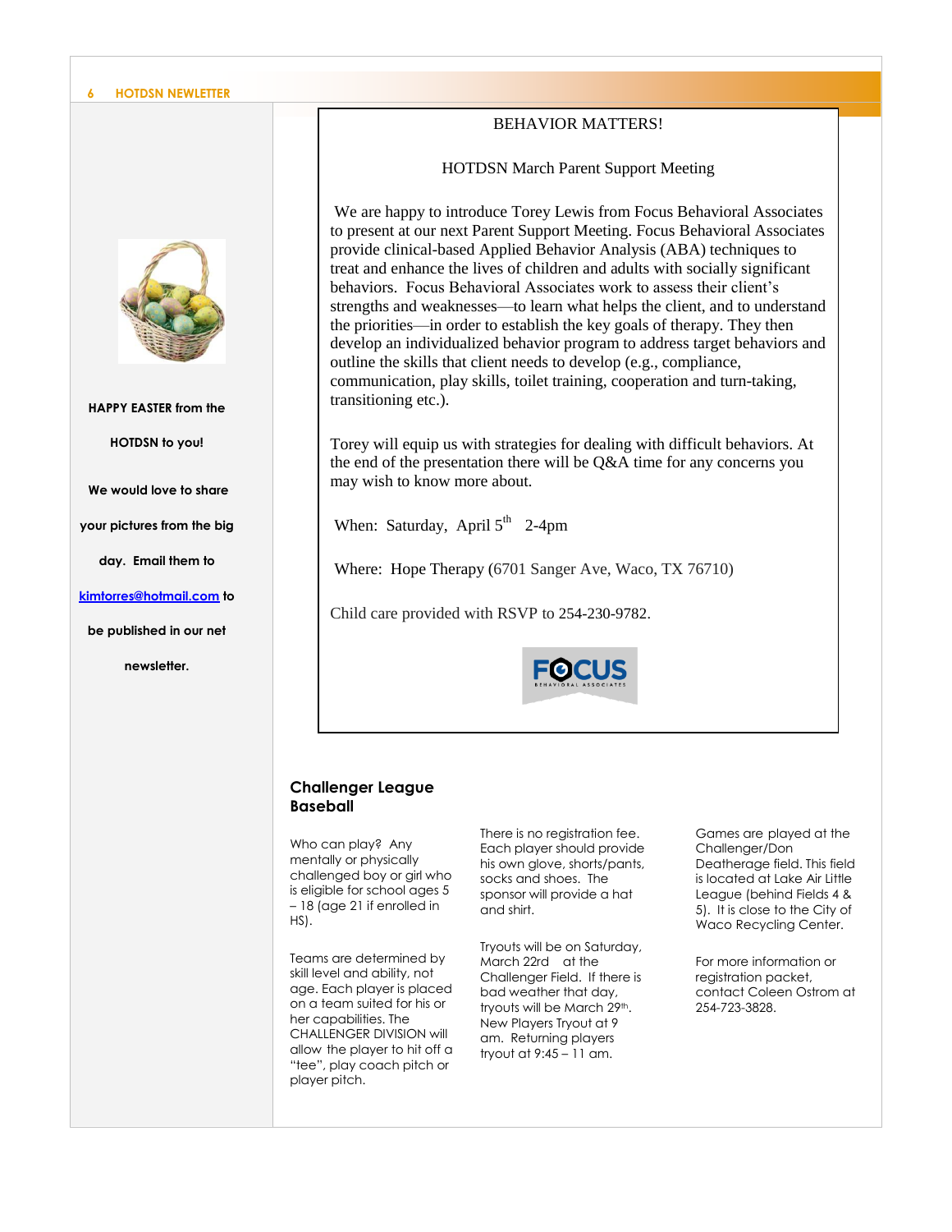**HAPPY EASTER from the HOTDSN to you!**

**We would love to share your pictures from the big day. Email them to kimtorres@hotmail.com to be published in our net newsletter.**

## BEHAVIOR MATTERS!

### HOTDSN March Parent Support Meeting

We are happy to introduce Torey Lewis from Focus Behavioral Associates to present at our next Parent Support Meeting. Focus Behavioral Associates provide clinical-based Applied Behavior Analysis (ABA) techniques to treat and enhance the lives of children and adults with socially significant behaviors. Focus Behavioral Associates work to assess their client's strengths and weaknesses—to learn what helps the client, and to understand the priorities—in order to establish the key goals of therapy. They then develop an individualized behavior program to address target behaviors and outline the skills that client needs to develop (e.g., compliance, communication, play skills, toilet training, cooperation and turn-taking, transitioning etc.).

Torey will equip us with strategies for dealing with difficult behaviors. At the end of the presentation there will be Q&A time for any concerns you may wish to know more about.

When: Saturday, April 5th 2-4pm

Where: Hope Therapy (6701 Sanger Ave, Waco, TX 76710)

Child care provided with RSVP to 254-230-9782.

FOCUS BEHAVIORAL ASSOCIATES

## Challenger League Baseball

Who can play? Any mentally or physically challenged boy or girl who is eligible for school ages 5 – 18 (age 21 if enrolled in HS).

Teams are determined by skill level and ability, not age. Each player is placed on a team suited for his or her capabilities. The CHALLENGER DIVISION will allow the player to hit off a "tee", play coach pitch or player pitch.

There is no registration fee. Each player should provide his own glove, shorts/pants, socks and shoes. The sponsor will provide a hat and shirt.

Tryouts will be on Saturday, March 22rd at the Challenger Field. If there is bad weather that day, tryouts will be March 29th. New Players Tryout at 9 am. Returning players tryout at 9:45 – 11 am.

Games are played at the Challenger/Don Deatherage field. This field is located at Lake Air Little League (behind Fields 4 & 5). It is close to the City of Waco Recycling Center.

For more information or registration packet, contact Coleen Ostrom at 254-723-3828.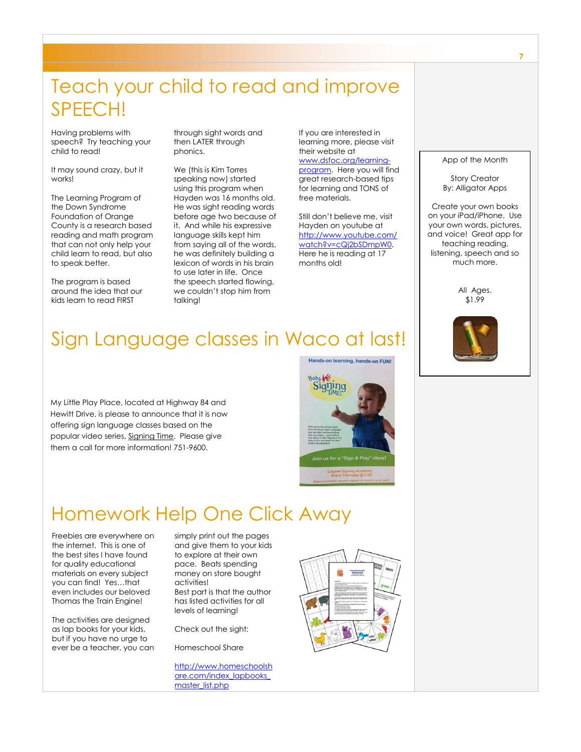# Teach your child to read and improve SPEECH!

Having problems with speech? Try teaching your child to read!

It may sound crazy, but it works!

The Learning Program of the Down Syndrome Foundation of Orange County is a research based reading and math program that can not only help your child learn to read, but also to speak better.

The program is based around the idea that our kids learn to read FIRST through sight words and then LATER through phonics.

We (this is Kim Torres speaking now) started using this program when Hayden was 16 months old. He was sight reading words before age two because of it. And while his expressive language skills kept him from saying all of the words, he was definitely building a lexicon of words in his brain to use later in life. Once the speech started flowing, we couldn't stop him from talking!

If you are interested in learning more, please visit their website at www.dsfoc.org/learning-program. Here you will find great research-based tips for learning and TONS of free materials.

Still don't believe me, visit Hayden on youtube at http://www.youtube.com/watch?v=cQj2bSDmpW0. Here he is reading at 17 months old!

App of the Month

Story Creator
By: Alligator Apps

Create your own books on your iPad/iPhone. Use your own words, pictures, and voice! Great app for teaching reading, listening, speech and so much more.

All Ages.
$1.99

# Sign Language classes in Waco at last!

My Little Play Place, located at Highway 84 and Hewitt Drive, is please to announce that it is now offering sign language classes based on the popular video series, Signing Time. Please give them a call for more information! 751-9600.

# Homework Help One Click Away

Freebies are everywhere on the internet. This is one of the best sites I have found for quality educational materials on every subject you can find! Yes…that even includes our beloved Thomas the Train Engine!

The activities are designed as lap books for your kids, but if you have no urge to ever be a teacher, you can simply print out the pages and give them to your kids to explore at their own pace. Beats spending money on store bought activities!

Best part is that the author has listed activities for all levels of learning!

Check out the sight:

Homeschool Share

http://www.homeschoolshare.com/index_lapbooks_master_list.php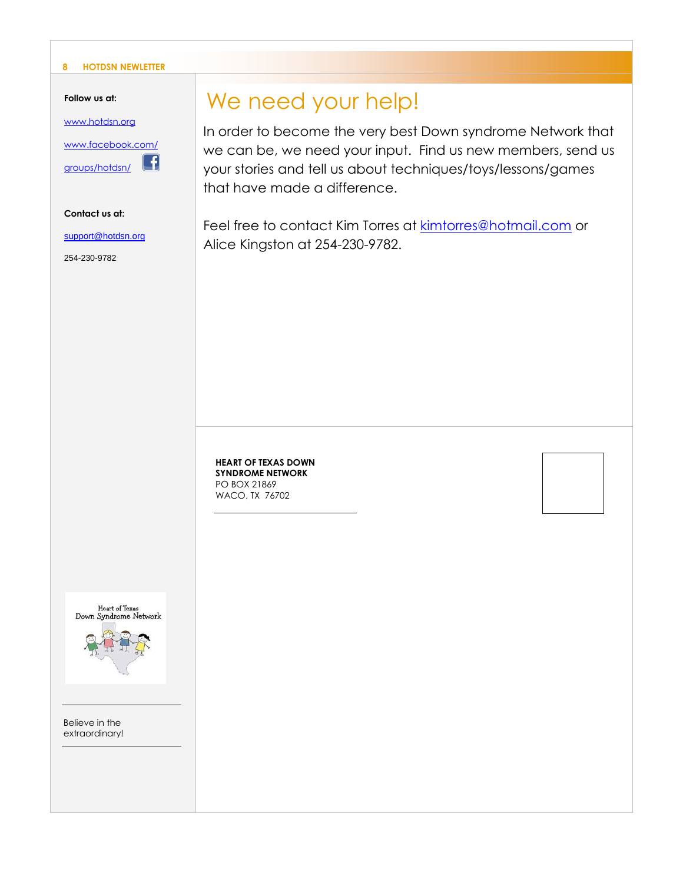**Follow us at:**

www.hotdsn.org

www.facebook.com/groups/hotdsn/

**Contact us at:**

support@hotdsn.org

254-230-9782

# We need your help!

In order to become the very best Down syndrome Network that we can be, we need your input. Find us new members, send us your stories and tell us about techniques/toys/lessons/games that have made a difference.

Feel free to contact Kim Torres at kimtorres@hotmail.com or Alice Kingston at 254-230-9782.

**HEART OF TEXAS DOWN SYNDROME NETWORK**
PO BOX 21869
WACO, TX 76702

Heart of Texas Down Syndrome Network

Believe in the extraordinary!